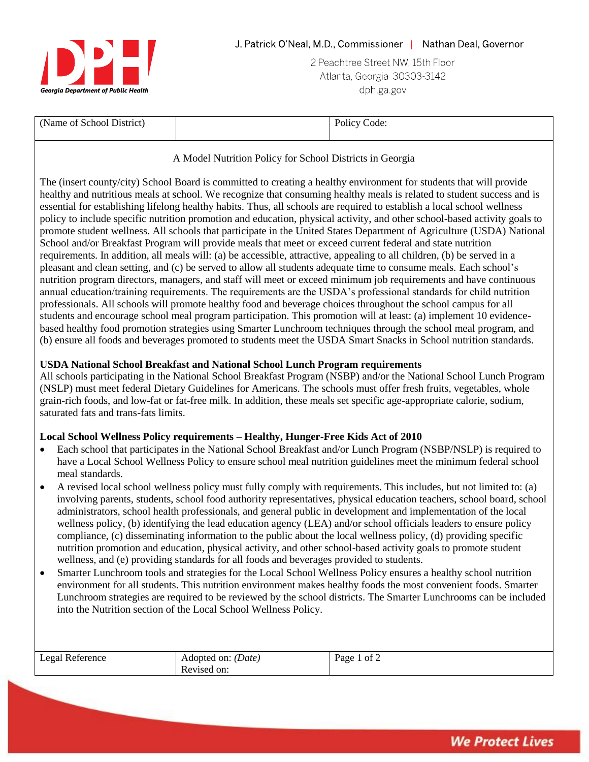Georgia Department of Public Health

J. Patrick O'Neal, M.D., Commissioner | Nathan Deal, Governor

2 Peachtree Street NW, 15th Floor
Atlanta, Georgia 30303-3142
dph.ga.gov

| (Name of School District) | | Policy Code: |
|---|---|---|

A Model Nutrition Policy for School Districts in Georgia

The (insert county/city) School Board is committed to creating a healthy environment for students that will provide healthy and nutritious meals at school. We recognize that consuming healthy meals is related to student success and is essential for establishing lifelong healthy habits. Thus, all schools are required to establish a local school wellness policy to include specific nutrition promotion and education, physical activity, and other school-based activity goals to promote student wellness. All schools that participate in the United States Department of Agriculture (USDA) National School and/or Breakfast Program will provide meals that meet or exceed current federal and state nutrition requirements. In addition, all meals will: (a) be accessible, attractive, appealing to all children, (b) be served in a pleasant and clean setting, and (c) be served to allow all students adequate time to consume meals. Each school's nutrition program directors, managers, and staff will meet or exceed minimum job requirements and have continuous annual education/training requirements. The requirements are the USDA's professional standards for child nutrition professionals. All schools will promote healthy food and beverage choices throughout the school campus for all students and encourage school meal program participation. This promotion will at least: (a) implement 10 evidence-based healthy food promotion strategies using Smarter Lunchroom techniques through the school meal program, and (b) ensure all foods and beverages promoted to students meet the USDA Smart Snacks in School nutrition standards.

**USDA National School Breakfast and National School Lunch Program requirements**
All schools participating in the National School Breakfast Program (NSBP) and/or the National School Lunch Program (NSLP) must meet federal Dietary Guidelines for Americans. The schools must offer fresh fruits, vegetables, whole grain-rich foods, and low-fat or fat-free milk. In addition, these meals set specific age-appropriate calorie, sodium, saturated fats and trans-fats limits.

**Local School Wellness Policy requirements – Healthy, Hunger-Free Kids Act of 2010**

- Each school that participates in the National School Breakfast and/or Lunch Program (NSBP/NSLP) is required to have a Local School Wellness Policy to ensure school meal nutrition guidelines meet the minimum federal school meal standards.
- A revised local school wellness policy must fully comply with requirements. This includes, but not limited to: (a) involving parents, students, school food authority representatives, physical education teachers, school board, school administrators, school health professionals, and general public in development and implementation of the local wellness policy, (b) identifying the lead education agency (LEA) and/or school officials leaders to ensure policy compliance, (c) disseminating information to the public about the local wellness policy, (d) providing specific nutrition promotion and education, physical activity, and other school-based activity goals to promote student wellness, and (e) providing standards for all foods and beverages provided to students.
- Smarter Lunchroom tools and strategies for the Local School Wellness Policy ensures a healthy school nutrition environment for all students. This nutrition environment makes healthy foods the most convenient foods. Smarter Lunchroom strategies are required to be reviewed by the school districts. The Smarter Lunchrooms can be included into the Nutrition section of the Local School Wellness Policy.

| Legal Reference | Adopted on: *(Date)*<br>Revised on: | Page 1 of 2 |
|---|---|---|

We Protect Lives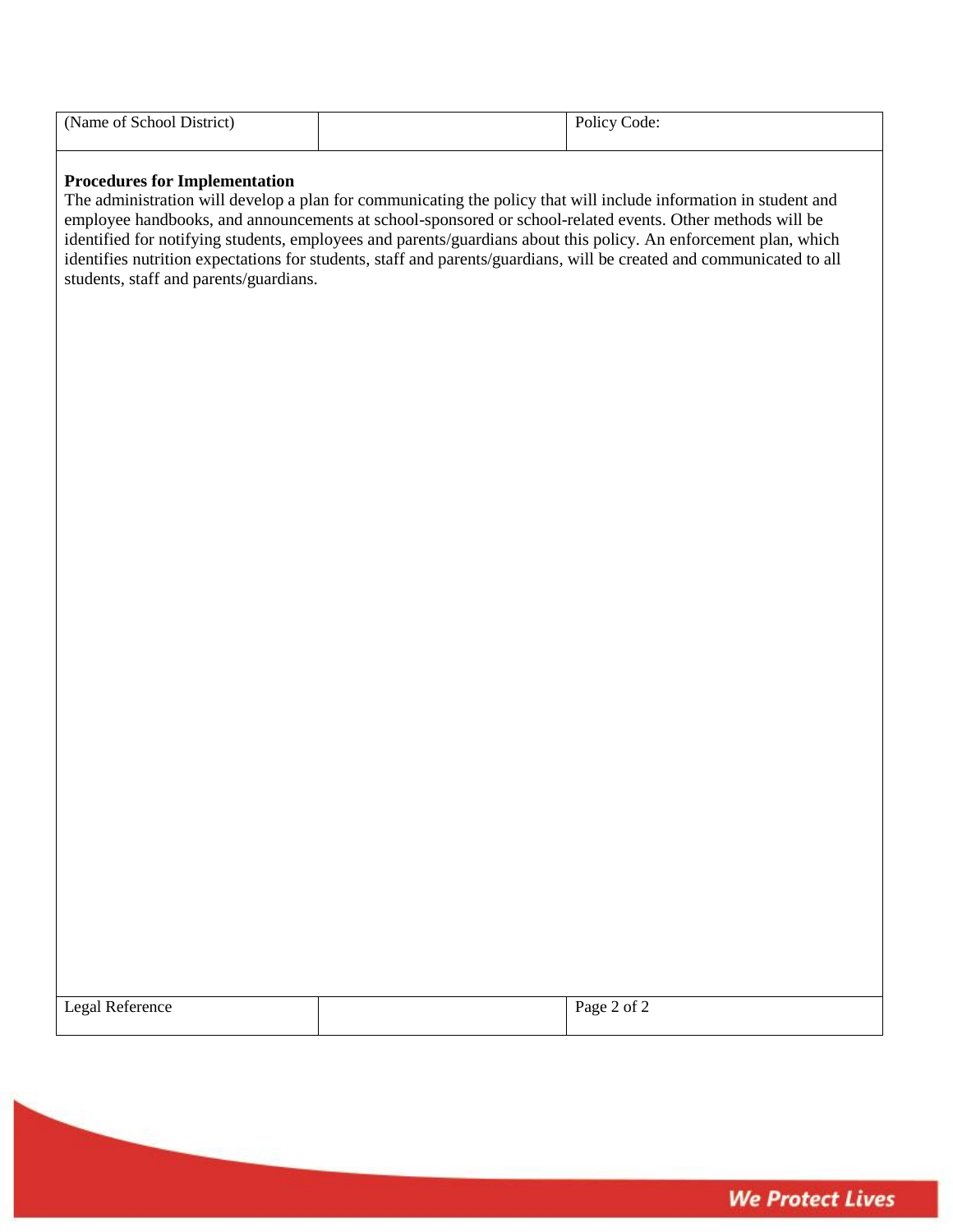| (Name of School District) | | Policy Code: |
|---|---|---|

**Procedures for Implementation**

The administration will develop a plan for communicating the policy that will include information in student and employee handbooks, and announcements at school-sponsored or school-related events. Other methods will be identified for notifying students, employees and parents/guardians about this policy. An enforcement plan, which identifies nutrition expectations for students, staff and parents/guardians, will be created and communicated to all students, staff and parents/guardians.

| Legal Reference | | Page 2 of 2 |
|---|---|---|

We Protect Lives